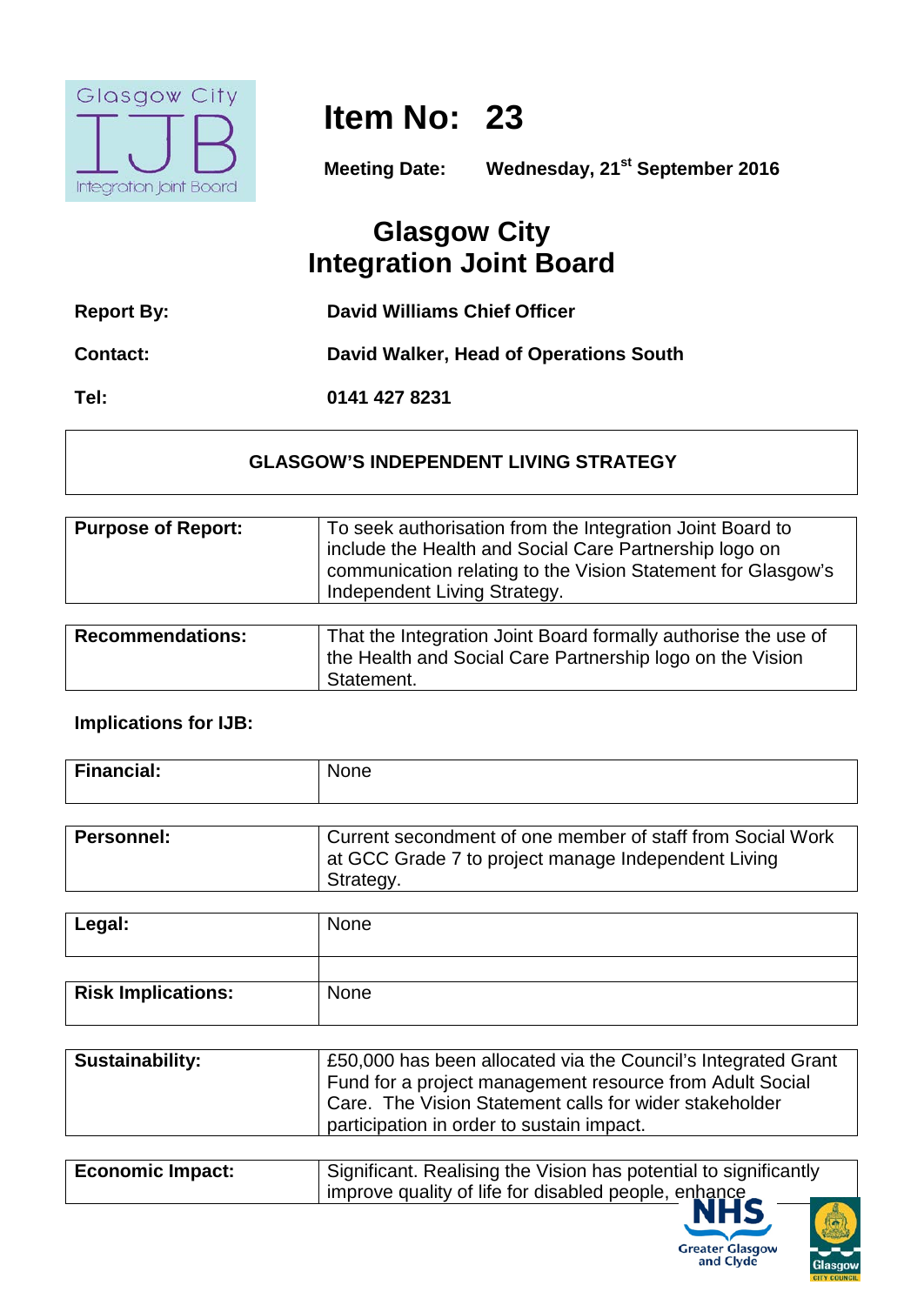# Item No: 23

**Meeting Date:** Wednesday, 21st September 2016

## Glasgow City Integration Joint Board

**Report By:** David Williams Chief Officer

**Contact:** David Walker, Head of Operations South

**Tel:** 0141 427 8231

### GLASGOW'S INDEPENDENT LIVING STRATEGY

| | |
|---|---|
| **Purpose of Report:** | To seek authorisation from the Integration Joint Board to include the Health and Social Care Partnership logo on communication relating to the Vision Statement for Glasgow's Independent Living Strategy. |

| | |
|---|---|
| **Recommendations:** | That the Integration Joint Board formally authorise the use of the Health and Social Care Partnership logo on the Vision Statement. |

**Implications for IJB:**

| | |
|---|---|
| **Financial:** | None |

| | |
|---|---|
| **Personnel:** | Current secondment of one member of staff from Social Work at GCC Grade 7 to project manage Independent Living Strategy. |

| | |
|---|---|
| **Legal:** | None |
| | |
| **Risk Implications:** | None |

| | |
|---|---|
| **Sustainability:** | £50,000 has been allocated via the Council's Integrated Grant Fund for a project management resource from Adult Social Care. The Vision Statement calls for wider stakeholder participation in order to sustain impact. |

| | |
|---|---|
| **Economic Impact:** | Significant. Realising the Vision has potential to significantly improve quality of life for disabled people, enhance |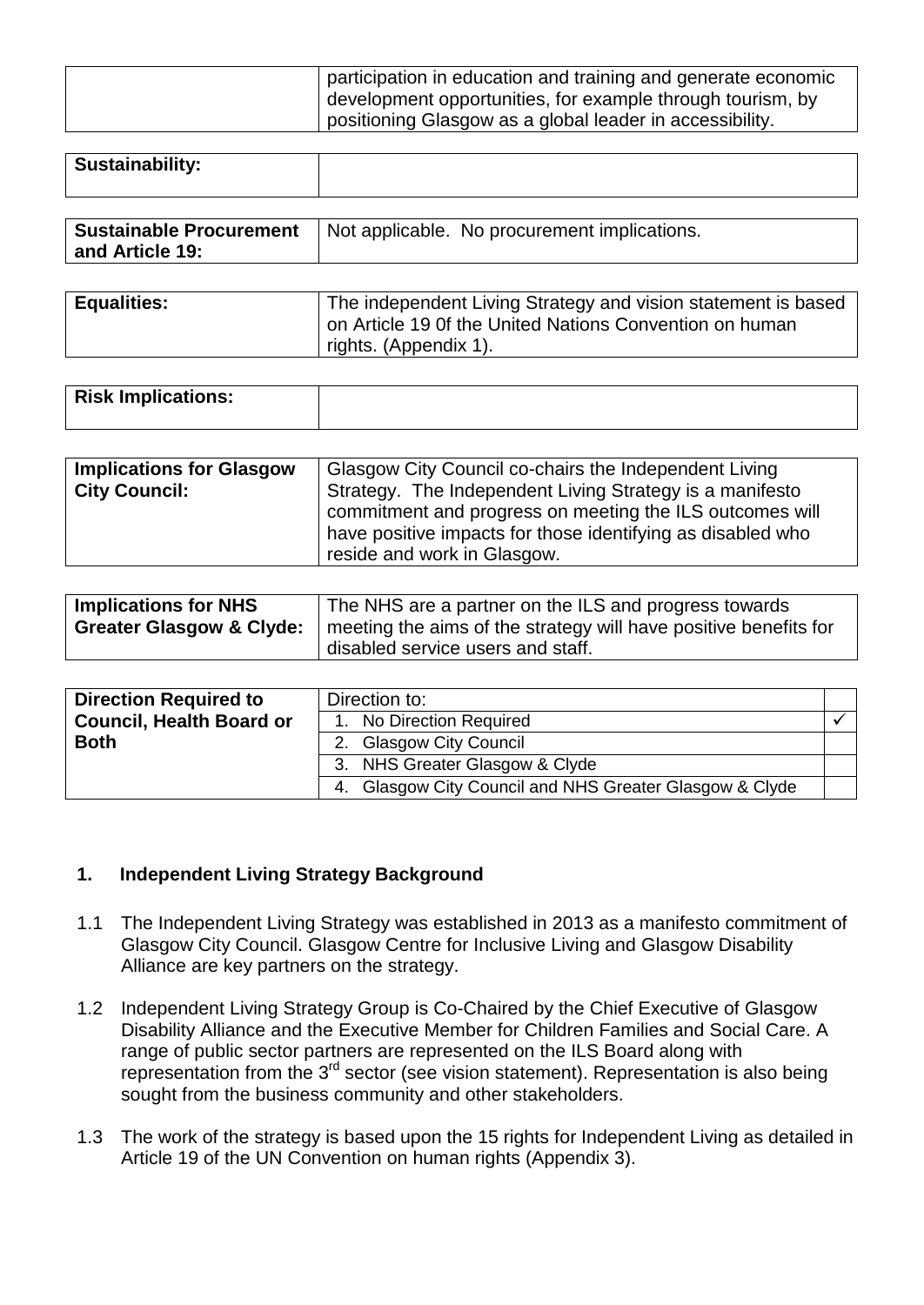| | |
|---|---|
| | participation in education and training and generate economic development opportunities, for example through tourism, by positioning Glasgow as a global leader in accessibility. |

| | |
|---|---|
| **Sustainability:** | |

| | |
|---|---|
| **Sustainable Procurement and Article 19:** | Not applicable. No procurement implications. |

| | |
|---|---|
| **Equalities:** | The independent Living Strategy and vision statement is based on Article 19 0f the United Nations Convention on human rights. (Appendix 1). |

| | |
|---|---|
| **Risk Implications:** | |

| | |
|---|---|
| **Implications for Glasgow City Council:** | Glasgow City Council co-chairs the Independent Living Strategy. The Independent Living Strategy is a manifesto commitment and progress on meeting the ILS outcomes will have positive impacts for those identifying as disabled who reside and work in Glasgow. |

| | |
|---|---|
| **Implications for NHS Greater Glasgow & Clyde:** | The NHS are a partner on the ILS and progress towards meeting the aims of the strategy will have positive benefits for disabled service users and staff. |

| **Direction Required to Council, Health Board or Both** | Direction to: | |
|---|---|---|
| | 1. No Direction Required | ✓ |
| | 2. Glasgow City Council | |
| | 3. NHS Greater Glasgow & Clyde | |
| | 4. Glasgow City Council and NHS Greater Glasgow & Clyde | |

## 1. Independent Living Strategy Background

1.1 The Independent Living Strategy was established in 2013 as a manifesto commitment of Glasgow City Council. Glasgow Centre for Inclusive Living and Glasgow Disability Alliance are key partners on the strategy.

1.2 Independent Living Strategy Group is Co-Chaired by the Chief Executive of Glasgow Disability Alliance and the Executive Member for Children Families and Social Care. A range of public sector partners are represented on the ILS Board along with representation from the 3rd sector (see vision statement). Representation is also being sought from the business community and other stakeholders.

1.3 The work of the strategy is based upon the 15 rights for Independent Living as detailed in Article 19 of the UN Convention on human rights (Appendix 3).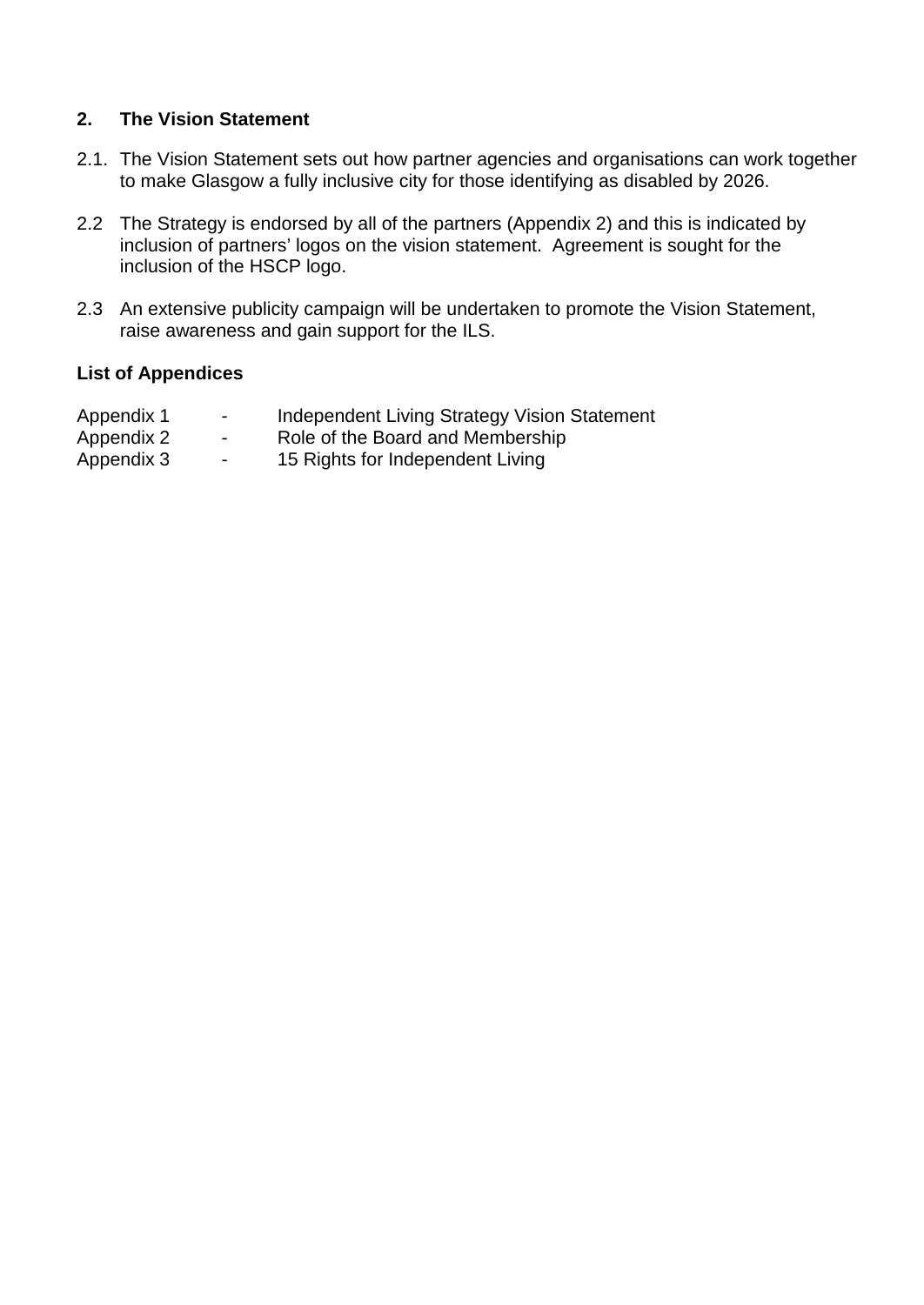## 2. The Vision Statement

2.1. The Vision Statement sets out how partner agencies and organisations can work together to make Glasgow a fully inclusive city for those identifying as disabled by 2026.

2.2 The Strategy is endorsed by all of the partners (Appendix 2) and this is indicated by inclusion of partners' logos on the vision statement. Agreement is sought for the inclusion of the HSCP logo.

2.3 An extensive publicity campaign will be undertaken to promote the Vision Statement, raise awareness and gain support for the ILS.

**List of Appendices**

Appendix 1 - Independent Living Strategy Vision Statement
Appendix 2 - Role of the Board and Membership
Appendix 3 - 15 Rights for Independent Living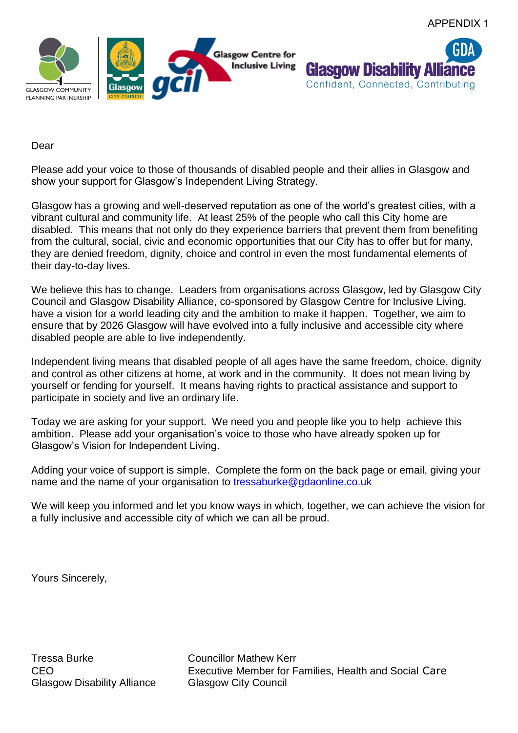APPENDIX 1

GLASGOW COMMUNITY PLANNING PARTNERSHIP

Glasgow CITY COUNCIL

gcil Glasgow Centre for Inclusive Living

GDA Glasgow Disability Alliance
Confident, Connected, Contributing

Dear

Please add your voice to those of thousands of disabled people and their allies in Glasgow and show your support for Glasgow's Independent Living Strategy.

Glasgow has a growing and well-deserved reputation as one of the world's greatest cities, with a vibrant cultural and community life. At least 25% of the people who call this City home are disabled. This means that not only do they experience barriers that prevent them from benefiting from the cultural, social, civic and economic opportunities that our City has to offer but for many, they are denied freedom, dignity, choice and control in even the most fundamental elements of their day-to-day lives.

We believe this has to change. Leaders from organisations across Glasgow, led by Glasgow City Council and Glasgow Disability Alliance, co-sponsored by Glasgow Centre for Inclusive Living, have a vision for a world leading city and the ambition to make it happen. Together, we aim to ensure that by 2026 Glasgow will have evolved into a fully inclusive and accessible city where disabled people are able to live independently.

Independent living means that disabled people of all ages have the same freedom, choice, dignity and control as other citizens at home, at work and in the community. It does not mean living by yourself or fending for yourself. It means having rights to practical assistance and support to participate in society and live an ordinary life.

Today we are asking for your support. We need you and people like you to help achieve this ambition. Please add your organisation's voice to those who have already spoken up for Glasgow's Vision for Independent Living.

Adding your voice of support is simple. Complete the form on the back page or email, giving your name and the name of your organisation to tressaburke@gdaonline.co.uk

We will keep you informed and let you know ways in which, together, we can achieve the vision for a fully inclusive and accessible city of which we can all be proud.

Yours Sincerely,

Tressa Burke
CEO
Glasgow Disability Alliance

Councillor Mathew Kerr
Executive Member for Families, Health and Social Care
Glasgow City Council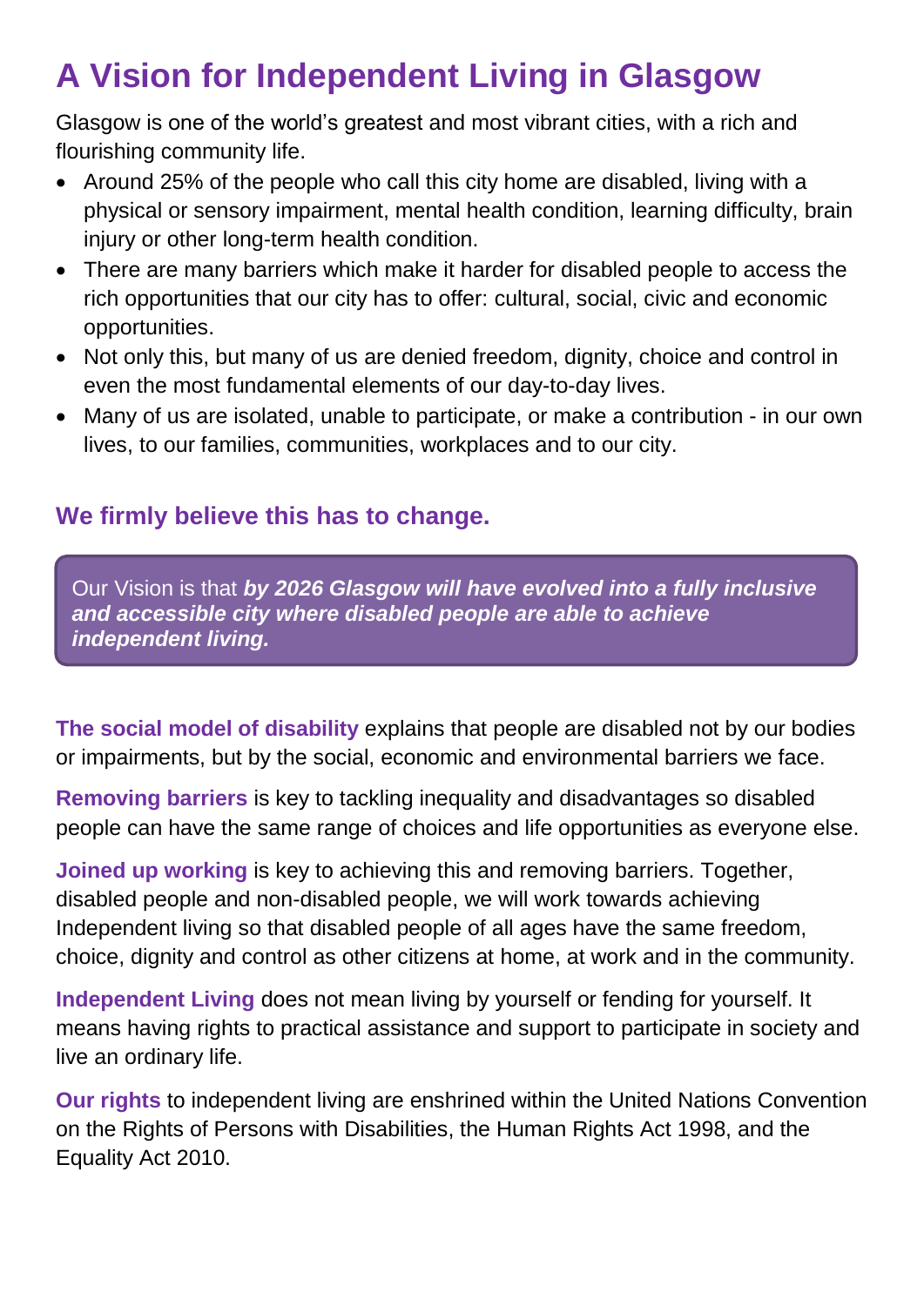# A Vision for Independent Living in Glasgow

Glasgow is one of the world's greatest and most vibrant cities, with a rich and flourishing community life.

- Around 25% of the people who call this city home are disabled, living with a physical or sensory impairment, mental health condition, learning difficulty, brain injury or other long-term health condition.
- There are many barriers which make it harder for disabled people to access the rich opportunities that our city has to offer: cultural, social, civic and economic opportunities.
- Not only this, but many of us are denied freedom, dignity, choice and control in even the most fundamental elements of our day-to-day lives.
- Many of us are isolated, unable to participate, or make a contribution - in our own lives, to our families, communities, workplaces and to our city.

### We firmly believe this has to change.

> Our Vision is that ***by 2026 Glasgow will have evolved into a fully inclusive and accessible city where disabled people are able to achieve independent living.***

**The social model of disability** explains that people are disabled not by our bodies or impairments, but by the social, economic and environmental barriers we face.

**Removing barriers** is key to tackling inequality and disadvantages so disabled people can have the same range of choices and life opportunities as everyone else.

**Joined up working** is key to achieving this and removing barriers. Together, disabled people and non-disabled people, we will work towards achieving Independent living so that disabled people of all ages have the same freedom, choice, dignity and control as other citizens at home, at work and in the community.

**Independent Living** does not mean living by yourself or fending for yourself. It means having rights to practical assistance and support to participate in society and live an ordinary life.

**Our rights** to independent living are enshrined within the United Nations Convention on the Rights of Persons with Disabilities, the Human Rights Act 1998, and the Equality Act 2010.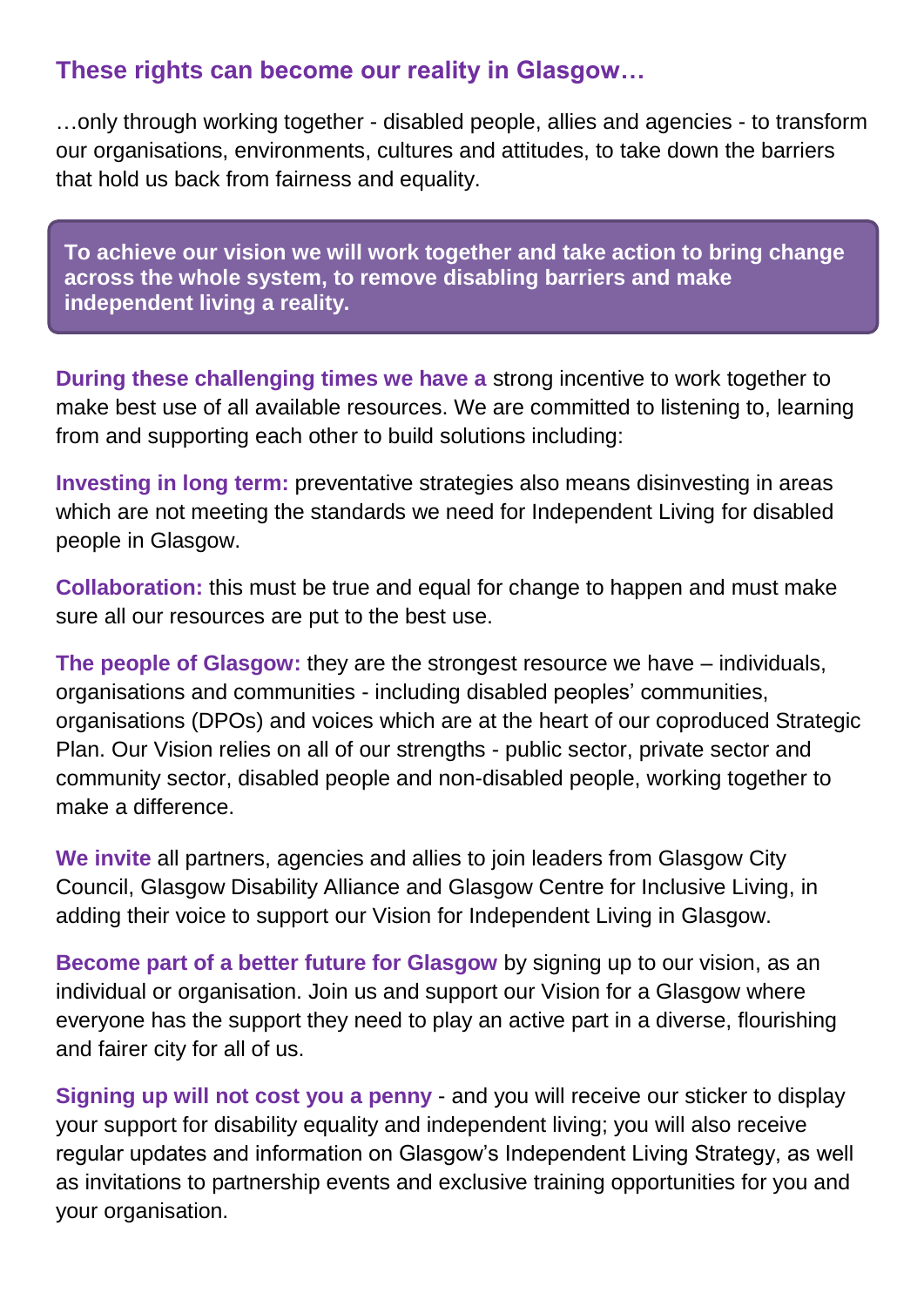## These rights can become our reality in Glasgow…

…only through working together - disabled people, allies and agencies - to transform our organisations, environments, cultures and attitudes, to take down the barriers that hold us back from fairness and equality.

**To achieve our vision we will work together and take action to bring change across the whole system, to remove disabling barriers and make independent living a reality.**

**During these challenging times we have a** strong incentive to work together to make best use of all available resources. We are committed to listening to, learning from and supporting each other to build solutions including:

**Investing in long term:** preventative strategies also means disinvesting in areas which are not meeting the standards we need for Independent Living for disabled people in Glasgow.

**Collaboration:** this must be true and equal for change to happen and must make sure all our resources are put to the best use.

**The people of Glasgow:** they are the strongest resource we have – individuals, organisations and communities - including disabled peoples' communities, organisations (DPOs) and voices which are at the heart of our coproduced Strategic Plan. Our Vision relies on all of our strengths - public sector, private sector and community sector, disabled people and non-disabled people, working together to make a difference.

**We invite** all partners, agencies and allies to join leaders from Glasgow City Council, Glasgow Disability Alliance and Glasgow Centre for Inclusive Living, in adding their voice to support our Vision for Independent Living in Glasgow.

**Become part of a better future for Glasgow** by signing up to our vision, as an individual or organisation. Join us and support our Vision for a Glasgow where everyone has the support they need to play an active part in a diverse, flourishing and fairer city for all of us.

**Signing up will not cost you a penny** - and you will receive our sticker to display your support for disability equality and independent living; you will also receive regular updates and information on Glasgow's Independent Living Strategy, as well as invitations to partnership events and exclusive training opportunities for you and your organisation.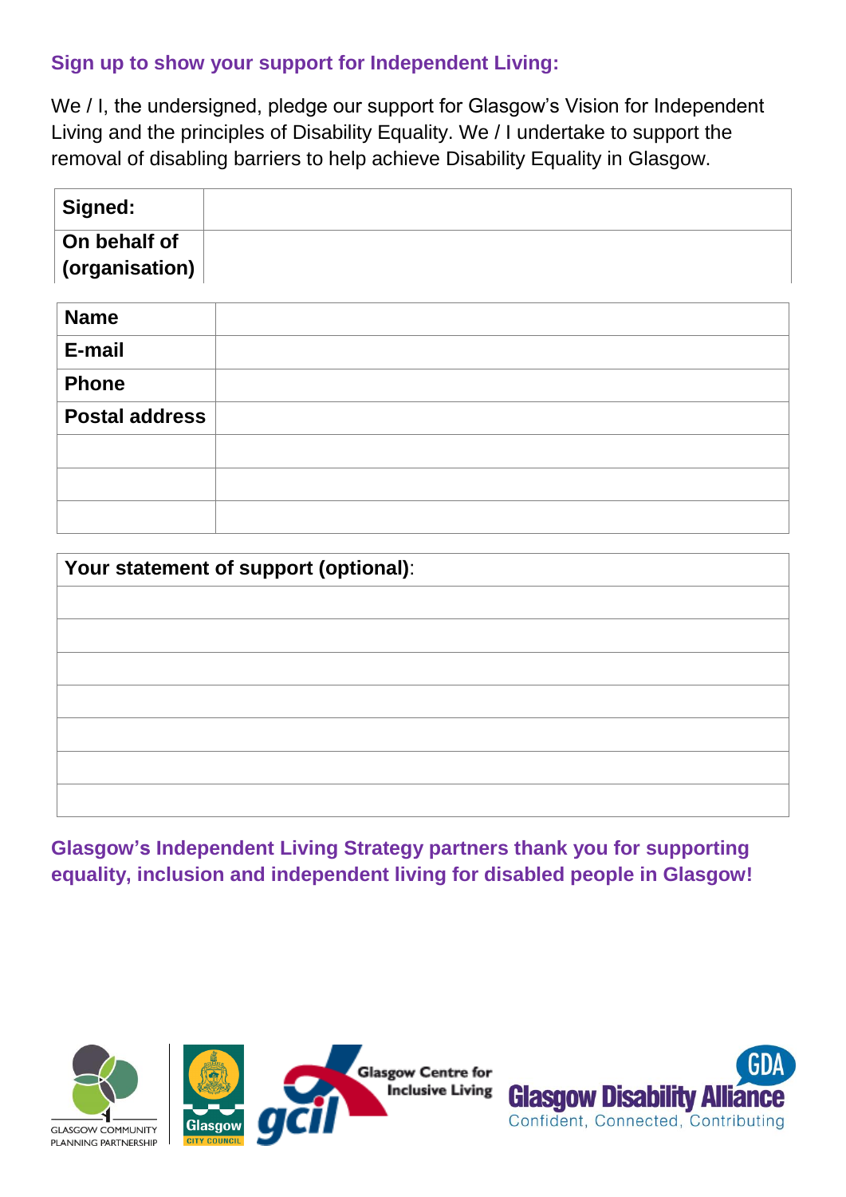## Sign up to show your support for Independent Living:

We / I, the undersigned, pledge our support for Glasgow's Vision for Independent Living and the principles of Disability Equality. We / I undertake to support the removal of disabling barriers to help achieve Disability Equality in Glasgow.

| **Signed:** | |
|---|---|
| **On behalf of (organisation)** | |

| **Name** | |
|---|---|
| **E-mail** | |
| **Phone** | |
| **Postal address** | |
| | |
| | |
| | |

| **Your statement of support (optional)**: |
|---|
| |
| |
| |
| |
| |
| |
| |

**Glasgow's Independent Living Strategy partners thank you for supporting equality, inclusion and independent living for disabled people in Glasgow!**

GLASGOW COMMUNITY PLANNING PARTNERSHIP

Glasgow CITY COUNCIL

gcil Glasgow Centre for Inclusive Living

GDA Glasgow Disability Alliance Confident, Connected, Contributing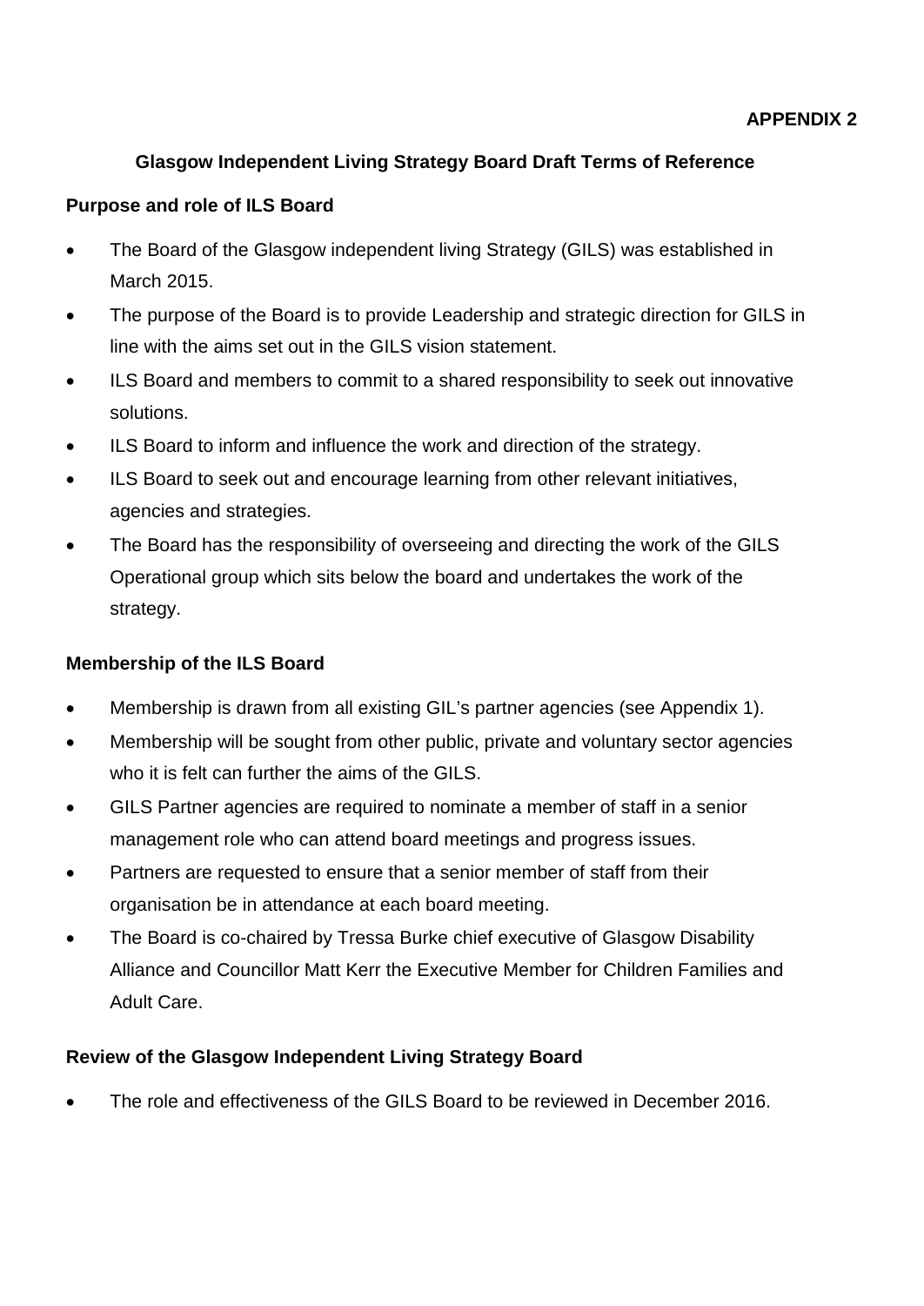**APPENDIX 2**

## Glasgow Independent Living Strategy Board Draft Terms of Reference

### Purpose and role of ILS Board

- The Board of the Glasgow independent living Strategy (GILS) was established in March 2015.
- The purpose of the Board is to provide Leadership and strategic direction for GILS in line with the aims set out in the GILS vision statement.
- ILS Board and members to commit to a shared responsibility to seek out innovative solutions.
- ILS Board to inform and influence the work and direction of the strategy.
- ILS Board to seek out and encourage learning from other relevant initiatives, agencies and strategies.
- The Board has the responsibility of overseeing and directing the work of the GILS Operational group which sits below the board and undertakes the work of the strategy.

### Membership of the ILS Board

- Membership is drawn from all existing GIL's partner agencies (see Appendix 1).
- Membership will be sought from other public, private and voluntary sector agencies who it is felt can further the aims of the GILS.
- GILS Partner agencies are required to nominate a member of staff in a senior management role who can attend board meetings and progress issues.
- Partners are requested to ensure that a senior member of staff from their organisation be in attendance at each board meeting.
- The Board is co-chaired by Tressa Burke chief executive of Glasgow Disability Alliance and Councillor Matt Kerr the Executive Member for Children Families and Adult Care.

### Review of the Glasgow Independent Living Strategy Board

- The role and effectiveness of the GILS Board to be reviewed in December 2016.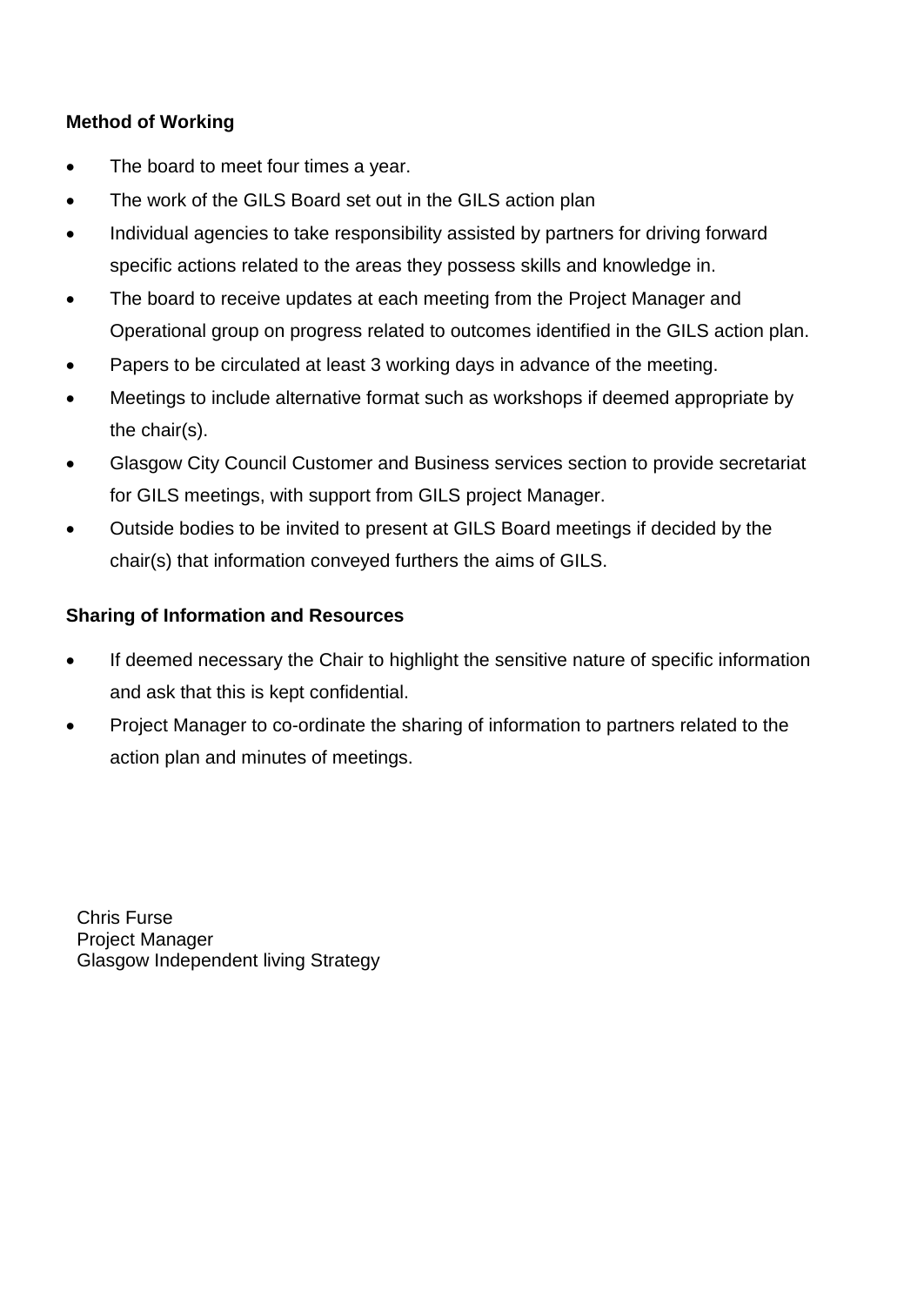**Method of Working**

- The board to meet four times a year.
- The work of the GILS Board set out in the GILS action plan
- Individual agencies to take responsibility assisted by partners for driving forward specific actions related to the areas they possess skills and knowledge in.
- The board to receive updates at each meeting from the Project Manager and Operational group on progress related to outcomes identified in the GILS action plan.
- Papers to be circulated at least 3 working days in advance of the meeting.
- Meetings to include alternative format such as workshops if deemed appropriate by the chair(s).
- Glasgow City Council Customer and Business services section to provide secretariat for GILS meetings, with support from GILS project Manager.
- Outside bodies to be invited to present at GILS Board meetings if decided by the chair(s) that information conveyed furthers the aims of GILS.

**Sharing of Information and Resources**

- If deemed necessary the Chair to highlight the sensitive nature of specific information and ask that this is kept confidential.
- Project Manager to co-ordinate the sharing of information to partners related to the action plan and minutes of meetings.

Chris Furse
Project Manager
Glasgow Independent living Strategy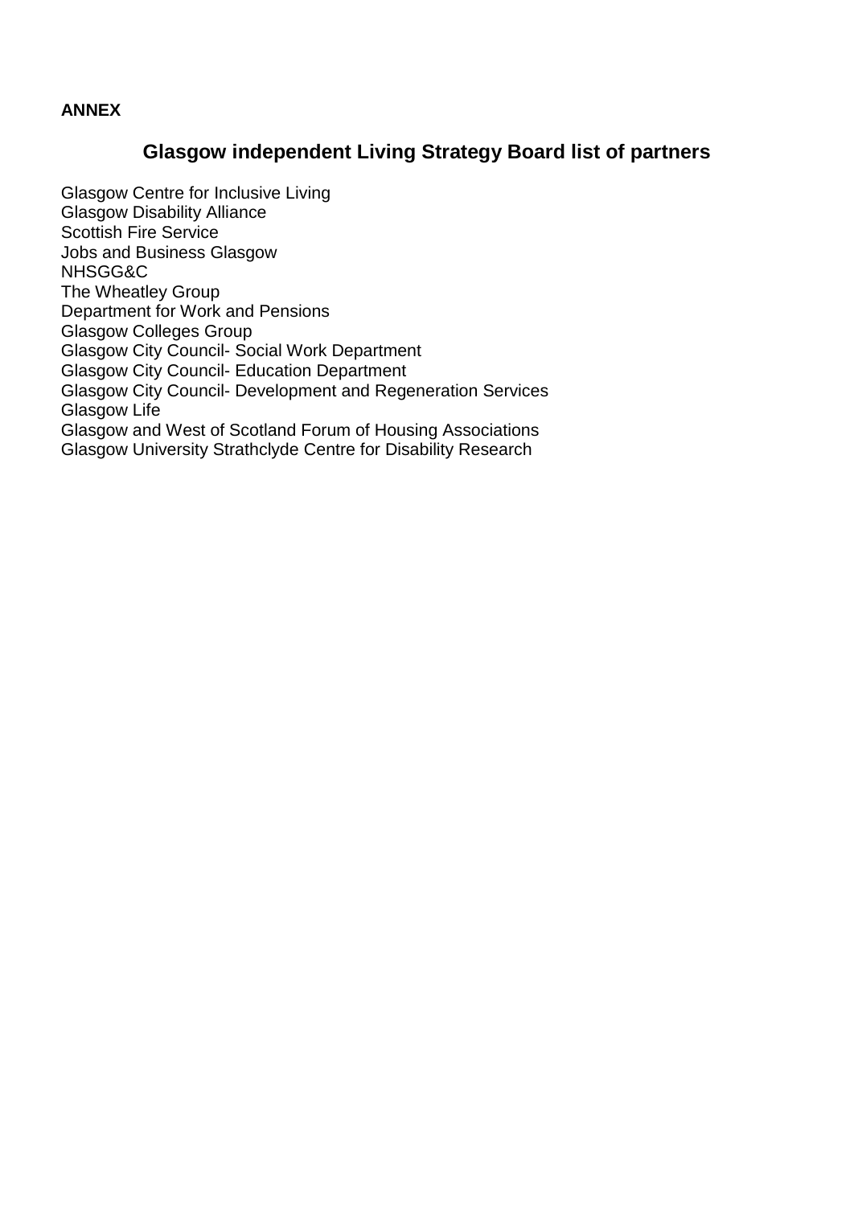**ANNEX**

## Glasgow independent Living Strategy Board list of partners

Glasgow Centre for Inclusive Living
Glasgow Disability Alliance
Scottish Fire Service
Jobs and Business Glasgow
NHSGG&C
The Wheatley Group
Department for Work and Pensions
Glasgow Colleges Group
Glasgow City Council- Social Work Department
Glasgow City Council- Education Department
Glasgow City Council- Development and Regeneration Services
Glasgow Life
Glasgow and West of Scotland Forum of Housing Associations
Glasgow University Strathclyde Centre for Disability Research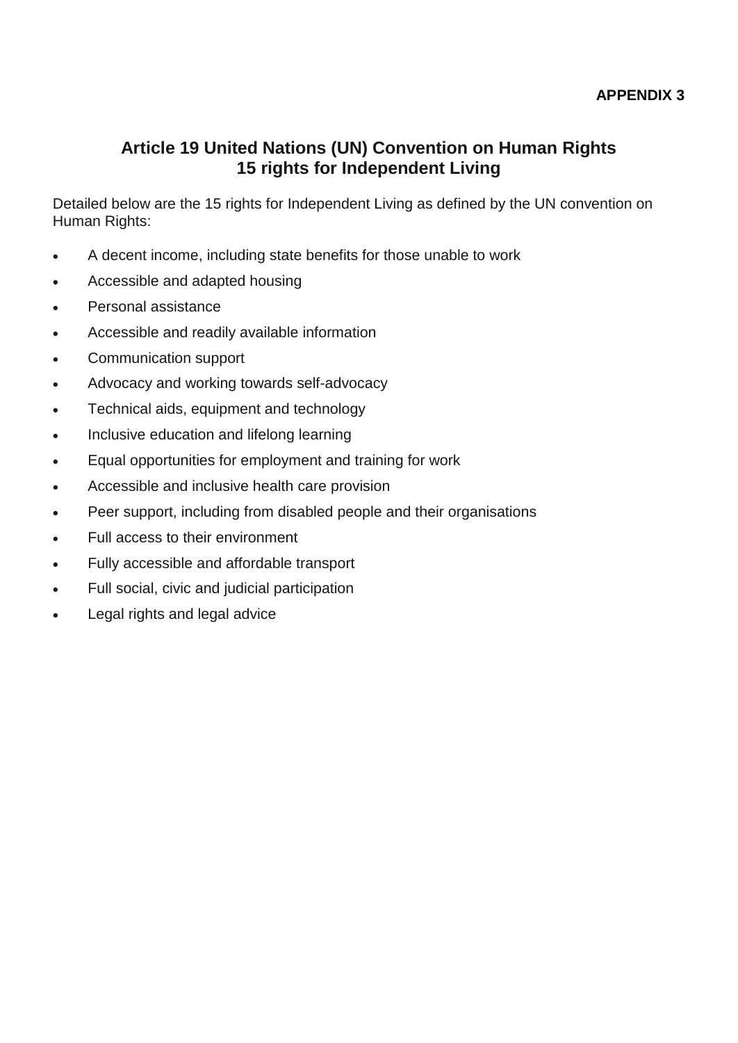**APPENDIX 3**

## Article 19 United Nations (UN) Convention on Human Rights 15 rights for Independent Living

Detailed below are the 15 rights for Independent Living as defined by the UN convention on Human Rights:

- A decent income, including state benefits for those unable to work
- Accessible and adapted housing
- Personal assistance
- Accessible and readily available information
- Communication support
- Advocacy and working towards self-advocacy
- Technical aids, equipment and technology
- Inclusive education and lifelong learning
- Equal opportunities for employment and training for work
- Accessible and inclusive health care provision
- Peer support, including from disabled people and their organisations
- Full access to their environment
- Fully accessible and affordable transport
- Full social, civic and judicial participation
- Legal rights and legal advice